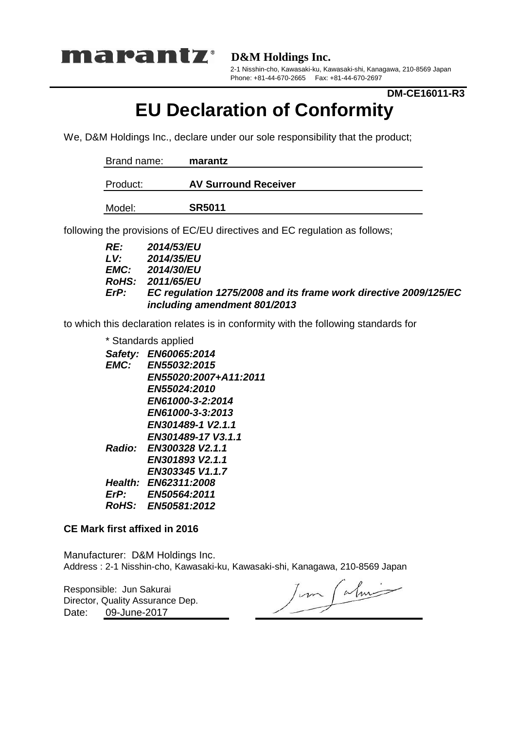**marantz** **D&M Holdings Inc.**

2-1 Nisshin-cho, Kawasaki-ku, Kawasaki-shi, Kanagawa, 210-8569 Japan
Phone: +81-44-670-2665 Fax: +81-44-670-2697

**DM-CE16011-R3**

# EU Declaration of Conformity

We, D&M Holdings Inc., declare under our sole responsibility that the product;

| Brand name: | **marantz** |
|---|---|
| Product: | **AV Surround Receiver** |
| Model: | **SR5011** |

following the provisions of EC/EU directives and EC regulation as follows;

***RE:*** ***2014/53/EU***
***LV:*** ***2014/35/EU***
***EMC:*** ***2014/30/EU***
***RoHS:*** ***2011/65/EU***
***ErP:*** ***EC regulation 1275/2008 and its frame work directive 2009/125/EC including amendment 801/2013***

to which this declaration relates is in conformity with the following standards for

\* Standards applied

***Safety:*** ***EN60065:2014***
***EMC:*** ***EN55032:2015***
***EN55020:2007+A11:2011***
***EN55024:2010***
***EN61000-3-2:2014***
***EN61000-3-3:2013***
***EN301489-1 V2.1.1***
***EN301489-17 V3.1.1***
***Radio:*** ***EN300328 V2.1.1***
***EN301893 V2.1.1***
***EN303345 V1.1.7***
***Health:*** ***EN62311:2008***
***ErP:*** ***EN50564:2011***
***RoHS:*** ***EN50581:2012***

**CE Mark first affixed in 2016**

Manufacturer: D&M Holdings Inc.
Address : 2-1 Nisshin-cho, Kawasaki-ku, Kawasaki-shi, Kanagawa, 210-8569 Japan

Responsible: Jun Sakurai
Director, Quality Assurance Dep.
Date: 09-June-2017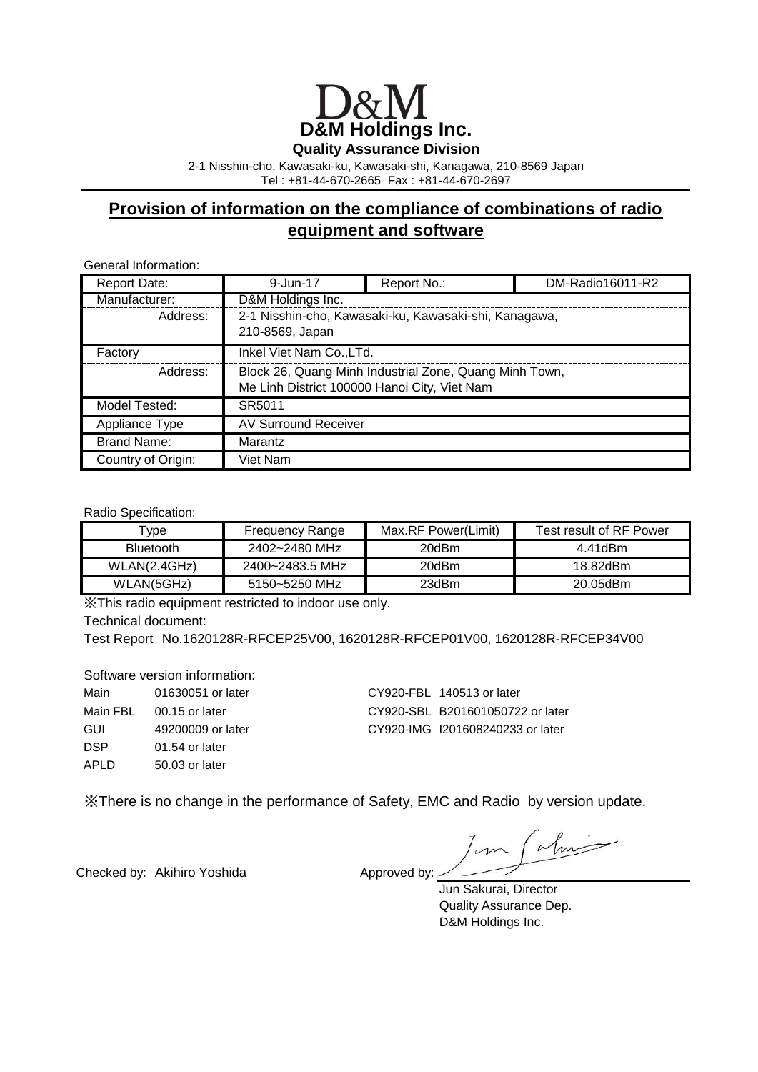D&M

**D&M Holdings Inc.**

**Quality Assurance Division**

2-1 Nisshin-cho, Kawasaki-ku, Kawasaki-shi, Kanagawa, 210-8569 Japan
Tel : +81-44-670-2665 Fax : +81-44-670-2697

## Provision of information on the compliance of combinations of radio equipment and software

General Information:

| | | | |
|---|---|---|---|
| Report Date: | 9-Jun-17 | Report No.: | DM-Radio16011-R2 |
| Manufacturer: | D&M Holdings Inc. | | |
| Address: | 2-1 Nisshin-cho, Kawasaki-ku, Kawasaki-shi, Kanagawa, 210-8569, Japan | | |
| Factory | Inkel Viet Nam Co.,LTd. | | |
| Address: | Block 26, Quang Minh Industrial Zone, Quang Minh Town, Me Linh District 100000 Hanoi City, Viet Nam | | |
| Model Tested: | SR5011 | | |
| Appliance Type | AV Surround Receiver | | |
| Brand Name: | Marantz | | |
| Country of Origin: | Viet Nam | | |

Radio Specification:

| Type | Frequency Range | Max.RF Power(Limit) | Test result of RF Power |
|---|---|---|---|
| Bluetooth | 2402~2480 MHz | 20dBm | 4.41dBm |
| WLAN(2.4GHz) | 2400~2483.5 MHz | 20dBm | 18.82dBm |
| WLAN(5GHz) | 5150~5250 MHz | 23dBm | 20.05dBm |

※This radio equipment restricted to indoor use only.

Technical document:

Test Report No.1620128R-RFCEP25V00, 1620128R-RFCEP01V00, 1620128R-RFCEP34V00

Software version information:

| | | | |
|---|---|---|---|
| Main | 01630051 or later | CY920-FBL | 140513 or later |
| Main FBL | 00.15 or later | CY920-SBL | B201601050722 or later |
| GUI | 49200009 or later | CY920-IMG | I201608240233 or later |
| DSP | 01.54 or later | | |
| APLD | 50.03 or later | | |

※There is no change in the performance of Safety, EMC and Radio by version update.

Checked by: Akihiro Yoshida

Approved by:

Jun Sakurai, Director
Quality Assurance Dep.
D&M Holdings Inc.